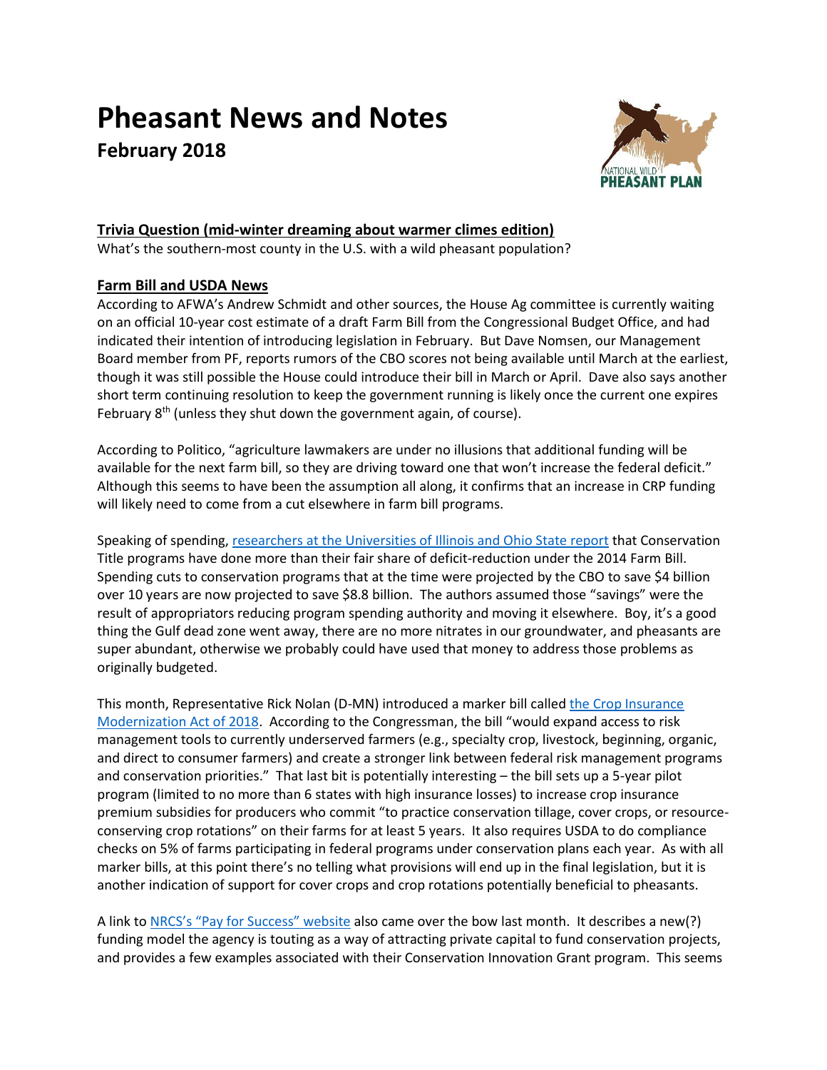# Pheasant News and Notes

## February 2018

**Trivia Question (mid-winter dreaming about warmer climes edition)**

What's the southern-most county in the U.S. with a wild pheasant population?

**Farm Bill and USDA News**

According to AFWA's Andrew Schmidt and other sources, the House Ag committee is currently waiting on an official 10-year cost estimate of a draft Farm Bill from the Congressional Budget Office, and had indicated their intention of introducing legislation in February. But Dave Nomsen, our Management Board member from PF, reports rumors of the CBO scores not being available until March at the earliest, though it was still possible the House could introduce their bill in March or April. Dave also says another short term continuing resolution to keep the government running is likely once the current one expires February 8th (unless they shut down the government again, of course).

According to Politico, "agriculture lawmakers are under no illusions that additional funding will be available for the next farm bill, so they are driving toward one that won't increase the federal deficit." Although this seems to have been the assumption all along, it confirms that an increase in CRP funding will likely need to come from a cut elsewhere in farm bill programs.

Speaking of spending, researchers at the Universities of Illinois and Ohio State report that Conservation Title programs have done more than their fair share of deficit-reduction under the 2014 Farm Bill. Spending cuts to conservation programs that at the time were projected by the CBO to save $4 billion over 10 years are now projected to save $8.8 billion. The authors assumed those "savings" were the result of appropriators reducing program spending authority and moving it elsewhere. Boy, it's a good thing the Gulf dead zone went away, there are no more nitrates in our groundwater, and pheasants are super abundant, otherwise we probably could have used that money to address those problems as originally budgeted.

This month, Representative Rick Nolan (D-MN) introduced a marker bill called the Crop Insurance Modernization Act of 2018. According to the Congressman, the bill "would expand access to risk management tools to currently underserved farmers (e.g., specialty crop, livestock, beginning, organic, and direct to consumer farmers) and create a stronger link between federal risk management programs and conservation priorities." That last bit is potentially interesting – the bill sets up a 5-year pilot program (limited to no more than 6 states with high insurance losses) to increase crop insurance premium subsidies for producers who commit "to practice conservation tillage, cover crops, or resource-conserving crop rotations" on their farms for at least 5 years. It also requires USDA to do compliance checks on 5% of farms participating in federal programs under conservation plans each year. As with all marker bills, at this point there's no telling what provisions will end up in the final legislation, but it is another indication of support for cover crops and crop rotations potentially beneficial to pheasants.

A link to NRCS's "Pay for Success" website also came over the bow last month. It describes a new(?) funding model the agency is touting as a way of attracting private capital to fund conservation projects, and provides a few examples associated with their Conservation Innovation Grant program. This seems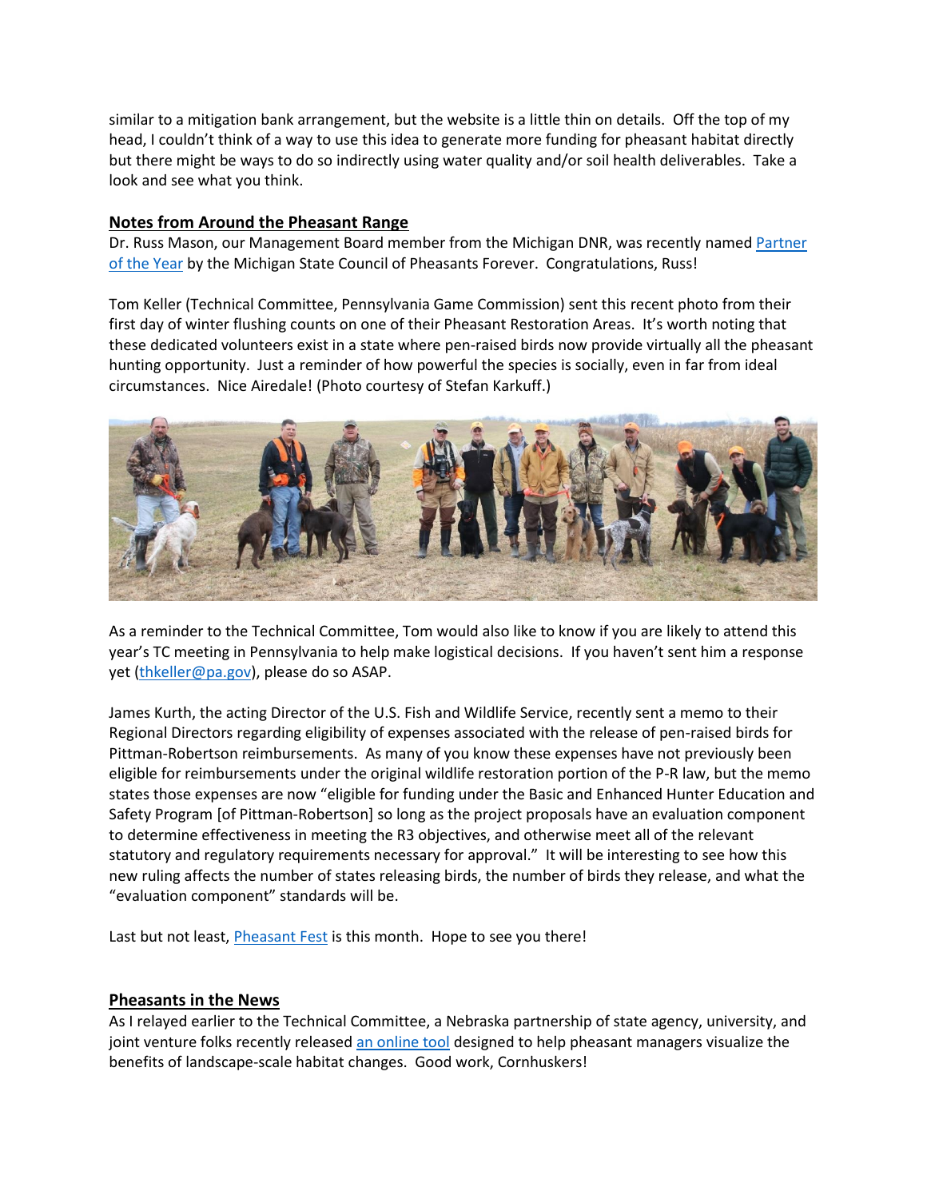similar to a mitigation bank arrangement, but the website is a little thin on details. Off the top of my head, I couldn't think of a way to use this idea to generate more funding for pheasant habitat directly but there might be ways to do so indirectly using water quality and/or soil health deliverables. Take a look and see what you think.

## Notes from Around the Pheasant Range

Dr. Russ Mason, our Management Board member from the Michigan DNR, was recently named Partner of the Year by the Michigan State Council of Pheasants Forever. Congratulations, Russ!

Tom Keller (Technical Committee, Pennsylvania Game Commission) sent this recent photo from their first day of winter flushing counts on one of their Pheasant Restoration Areas. It's worth noting that these dedicated volunteers exist in a state where pen-raised birds now provide virtually all the pheasant hunting opportunity. Just a reminder of how powerful the species is socially, even in far from ideal circumstances. Nice Airedale! (Photo courtesy of Stefan Karkuff.)

As a reminder to the Technical Committee, Tom would also like to know if you are likely to attend this year's TC meeting in Pennsylvania to help make logistical decisions. If you haven't sent him a response yet (thkeller@pa.gov), please do so ASAP.

James Kurth, the acting Director of the U.S. Fish and Wildlife Service, recently sent a memo to their Regional Directors regarding eligibility of expenses associated with the release of pen-raised birds for Pittman-Robertson reimbursements. As many of you know these expenses have not previously been eligible for reimbursements under the original wildlife restoration portion of the P-R law, but the memo states those expenses are now "eligible for funding under the Basic and Enhanced Hunter Education and Safety Program [of Pittman-Robertson] so long as the project proposals have an evaluation component to determine effectiveness in meeting the R3 objectives, and otherwise meet all of the relevant statutory and regulatory requirements necessary for approval." It will be interesting to see how this new ruling affects the number of states releasing birds, the number of birds they release, and what the "evaluation component" standards will be.

Last but not least, Pheasant Fest is this month. Hope to see you there!

## Pheasants in the News

As I relayed earlier to the Technical Committee, a Nebraska partnership of state agency, university, and joint venture folks recently released an online tool designed to help pheasant managers visualize the benefits of landscape-scale habitat changes. Good work, Cornhuskers!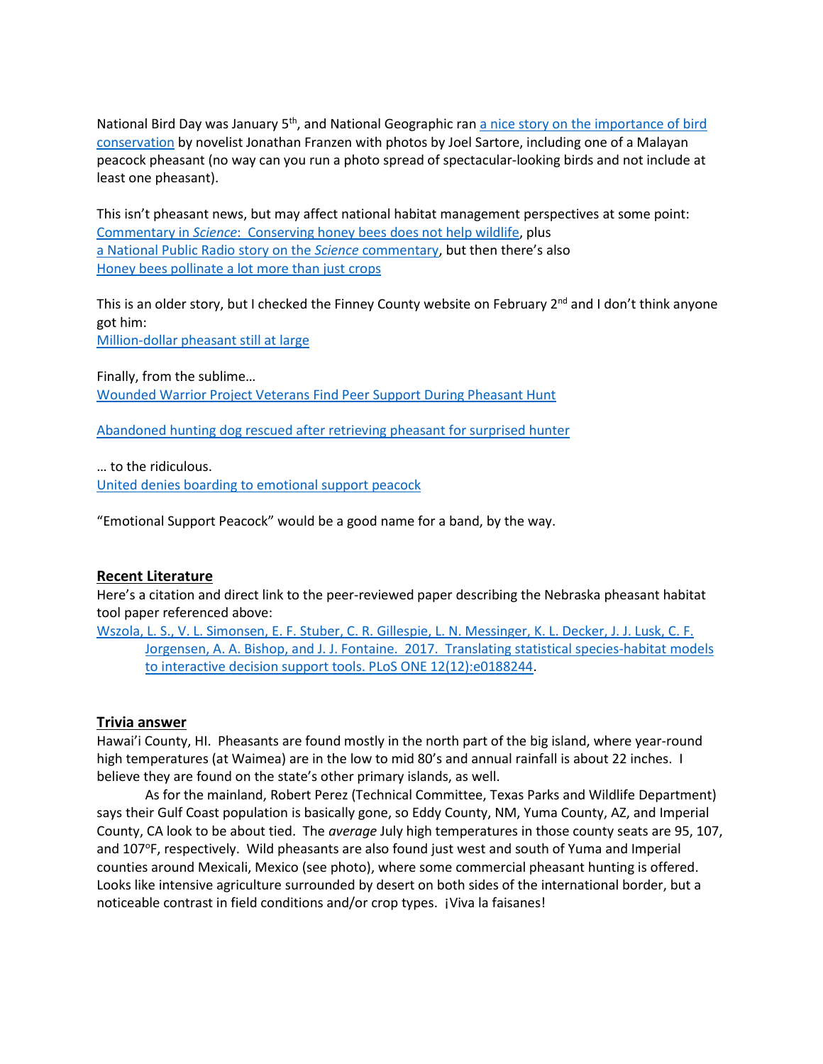National Bird Day was January 5th, and National Geographic ran [a nice story on the importance of bird conservation]() by novelist Jonathan Franzen with photos by Joel Sartore, including one of a Malayan peacock pheasant (no way can you run a photo spread of spectacular-looking birds and not include at least one pheasant).

This isn't pheasant news, but may affect national habitat management perspectives at some point:
Commentary in *Science*: Conserving honey bees does not help wildlife, plus
a National Public Radio story on the *Science* commentary, but then there's also
Honey bees pollinate a lot more than just crops

This is an older story, but I checked the Finney County website on February 2nd and I don't think anyone got him:
Million-dollar pheasant still at large

Finally, from the sublime…
Wounded Warrior Project Veterans Find Peer Support During Pheasant Hunt

Abandoned hunting dog rescued after retrieving pheasant for surprised hunter

… to the ridiculous.
United denies boarding to emotional support peacock

"Emotional Support Peacock" would be a good name for a band, by the way.

## Recent Literature

Here's a citation and direct link to the peer-reviewed paper describing the Nebraska pheasant habitat tool paper referenced above:

Wszola, L. S., V. L. Simonsen, E. F. Stuber, C. R. Gillespie, L. N. Messinger, K. L. Decker, J. J. Lusk, C. F. Jorgensen, A. A. Bishop, and J. J. Fontaine. 2017. Translating statistical species-habitat models to interactive decision support tools. PLoS ONE 12(12):e0188244.

## Trivia answer

Hawai'i County, HI. Pheasants are found mostly in the north part of the big island, where year-round high temperatures (at Waimea) are in the low to mid 80's and annual rainfall is about 22 inches. I believe they are found on the state's other primary islands, as well.

As for the mainland, Robert Perez (Technical Committee, Texas Parks and Wildlife Department) says their Gulf Coast population is basically gone, so Eddy County, NM, Yuma County, AZ, and Imperial County, CA look to be about tied. The *average* July high temperatures in those county seats are 95, 107, and 107°F, respectively. Wild pheasants are also found just west and south of Yuma and Imperial counties around Mexicali, Mexico (see photo), where some commercial pheasant hunting is offered. Looks like intensive agriculture surrounded by desert on both sides of the international border, but a noticeable contrast in field conditions and/or crop types. ¡Viva la faisanes!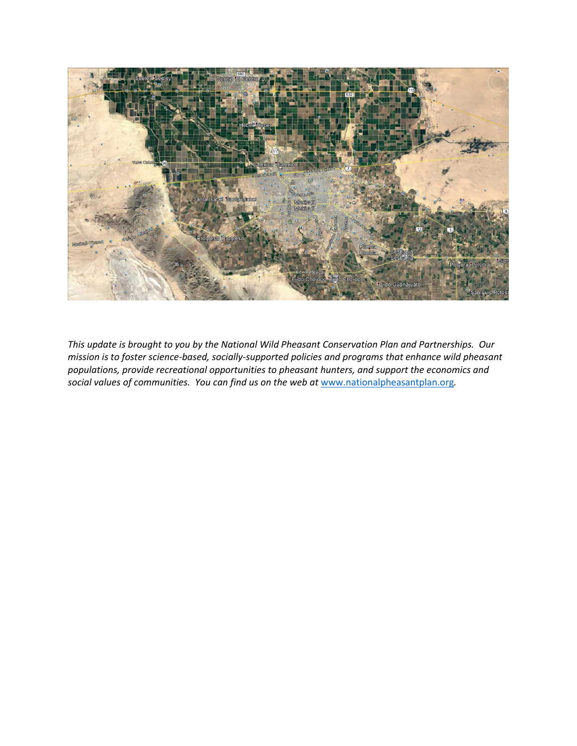*This update is brought to you by the National Wild Pheasant Conservation Plan and Partnerships. Our mission is to foster science-based, socially-supported policies and programs that enhance wild pheasant populations, provide recreational opportunities to pheasant hunters, and support the economics and social values of communities. You can find us on the web at [www.nationalpheasantplan.org](http://www.nationalpheasantplan.org).*